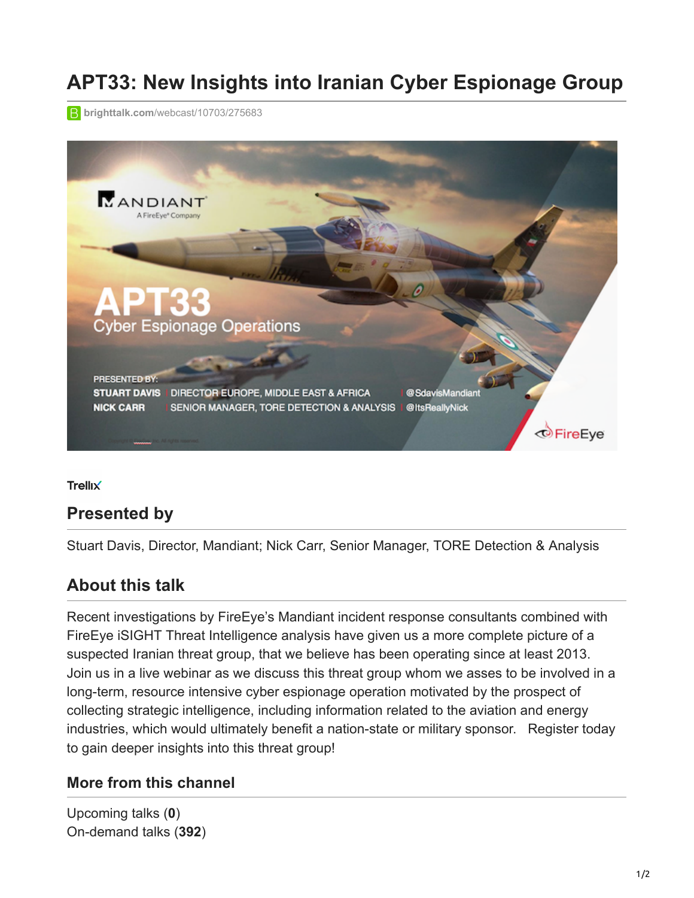# APT33: New Insights into Iranian Cyber Espionage Group

brighttalk.com/webcast/10703/275683

Trellix

## Presented by

Stuart Davis, Director, Mandiant; Nick Carr, Senior Manager, TORE Detection & Analysis

## About this talk

Recent investigations by FireEye's Mandiant incident response consultants combined with FireEye iSIGHT Threat Intelligence analysis have given us a more complete picture of a suspected Iranian threat group, that we believe has been operating since at least 2013. Join us in a live webinar as we discuss this threat group whom we asses to be involved in a long-term, resource intensive cyber espionage operation motivated by the prospect of collecting strategic intelligence, including information related to the aviation and energy industries, which would ultimately benefit a nation-state or military sponsor.   Register today to gain deeper insights into this threat group!

### More from this channel

Upcoming talks (**0**)
On-demand talks (**392**)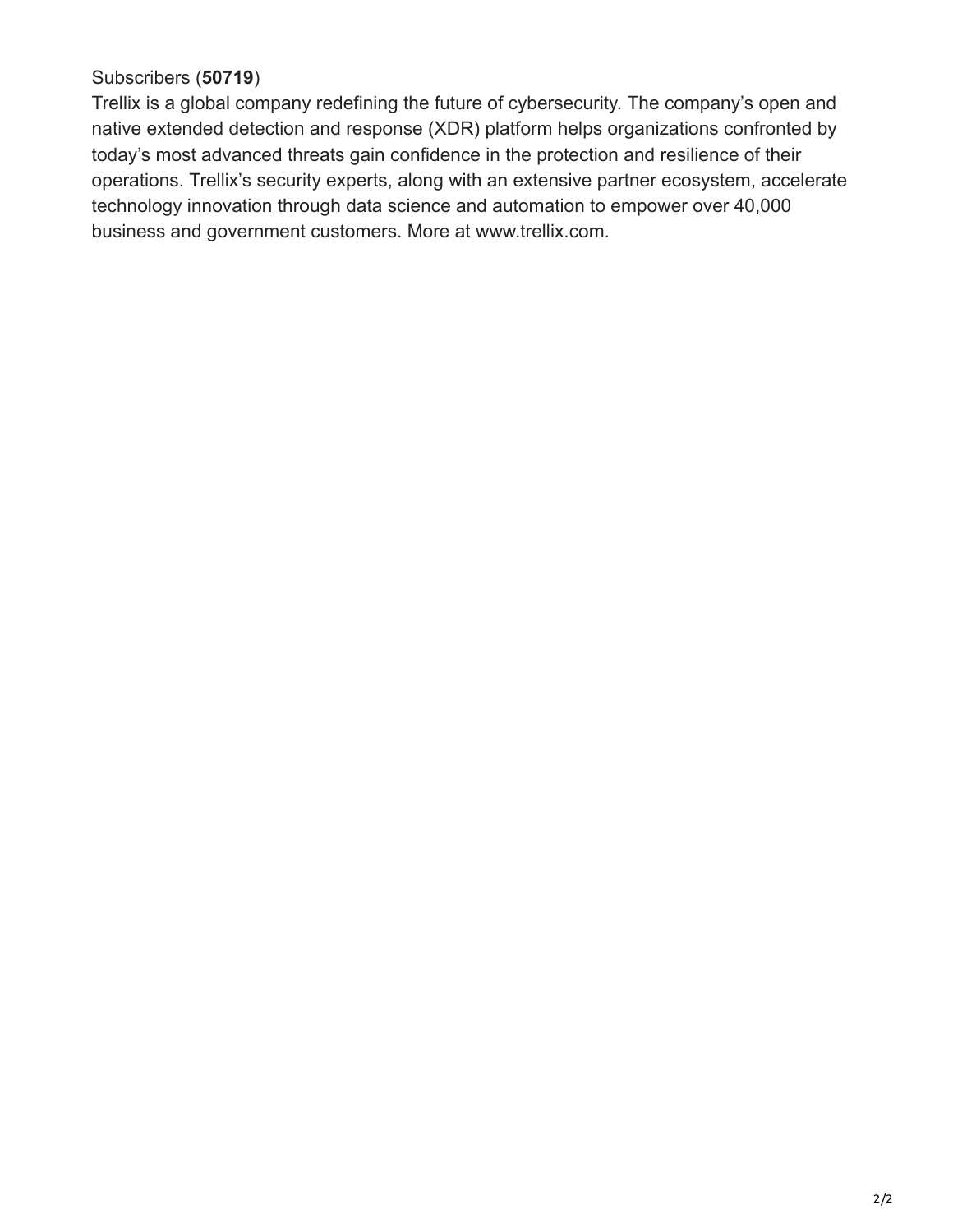Subscribers (**50719**)

Trellix is a global company redefining the future of cybersecurity. The company's open and native extended detection and response (XDR) platform helps organizations confronted by today's most advanced threats gain confidence in the protection and resilience of their operations. Trellix's security experts, along with an extensive partner ecosystem, accelerate technology innovation through data science and automation to empower over 40,000 business and government customers. More at www.trellix.com.